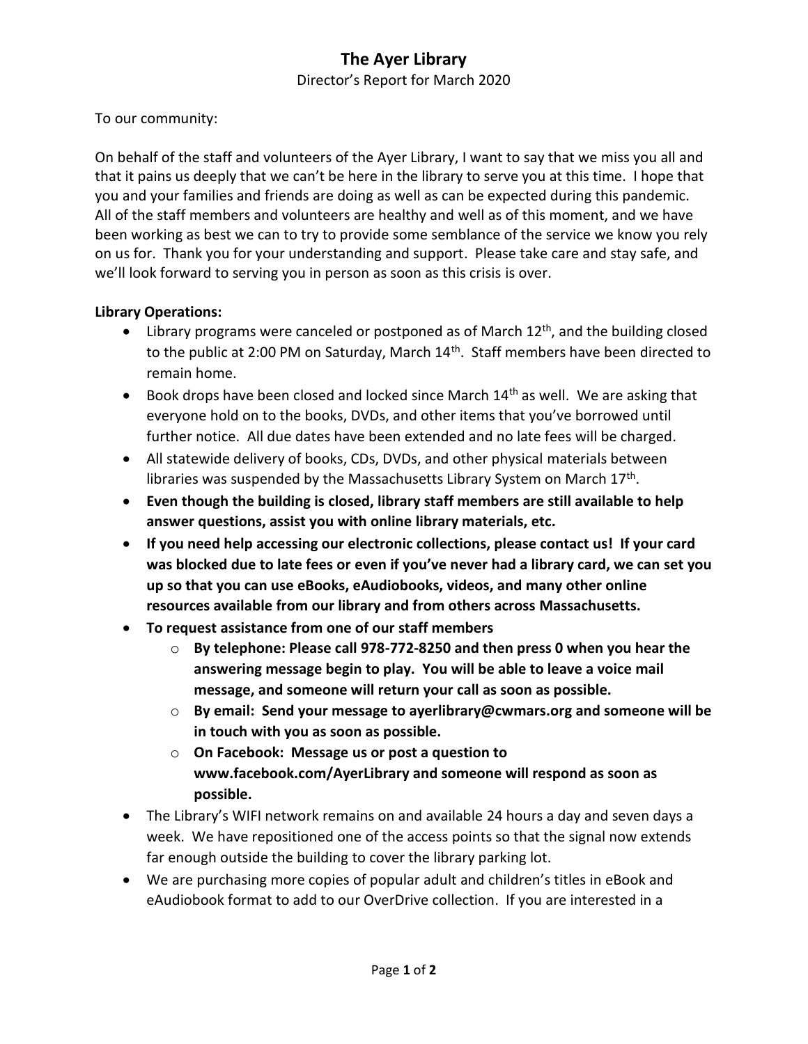# The Ayer Library

Director's Report for March 2020

To our community:

On behalf of the staff and volunteers of the Ayer Library, I want to say that we miss you all and that it pains us deeply that we can't be here in the library to serve you at this time. I hope that you and your families and friends are doing as well as can be expected during this pandemic. All of the staff members and volunteers are healthy and well as of this moment, and we have been working as best we can to try to provide some semblance of the service we know you rely on us for. Thank you for your understanding and support. Please take care and stay safe, and we'll look forward to serving you in person as soon as this crisis is over.

**Library Operations:**

- Library programs were canceled or postponed as of March 12th, and the building closed to the public at 2:00 PM on Saturday, March 14th. Staff members have been directed to remain home.
- Book drops have been closed and locked since March 14th as well. We are asking that everyone hold on to the books, DVDs, and other items that you've borrowed until further notice. All due dates have been extended and no late fees will be charged.
- All statewide delivery of books, CDs, DVDs, and other physical materials between libraries was suspended by the Massachusetts Library System on March 17th.
- **Even though the building is closed, library staff members are still available to help answer questions, assist you with online library materials, etc.**
- **If you need help accessing our electronic collections, please contact us! If your card was blocked due to late fees or even if you've never had a library card, we can set you up so that you can use eBooks, eAudiobooks, videos, and many other online resources available from our library and from others across Massachusetts.**
- **To request assistance from one of our staff members**
    - **By telephone: Please call 978-772-8250 and then press 0 when you hear the answering message begin to play. You will be able to leave a voice mail message, and someone will return your call as soon as possible.**
    - **By email: Send your message to ayerlibrary@cwmars.org and someone will be in touch with you as soon as possible.**
    - **On Facebook: Message us or post a question to www.facebook.com/AyerLibrary and someone will respond as soon as possible.**
- The Library's WIFI network remains on and available 24 hours a day and seven days a week. We have repositioned one of the access points so that the signal now extends far enough outside the building to cover the library parking lot.
- We are purchasing more copies of popular adult and children's titles in eBook and eAudiobook format to add to our OverDrive collection. If you are interested in a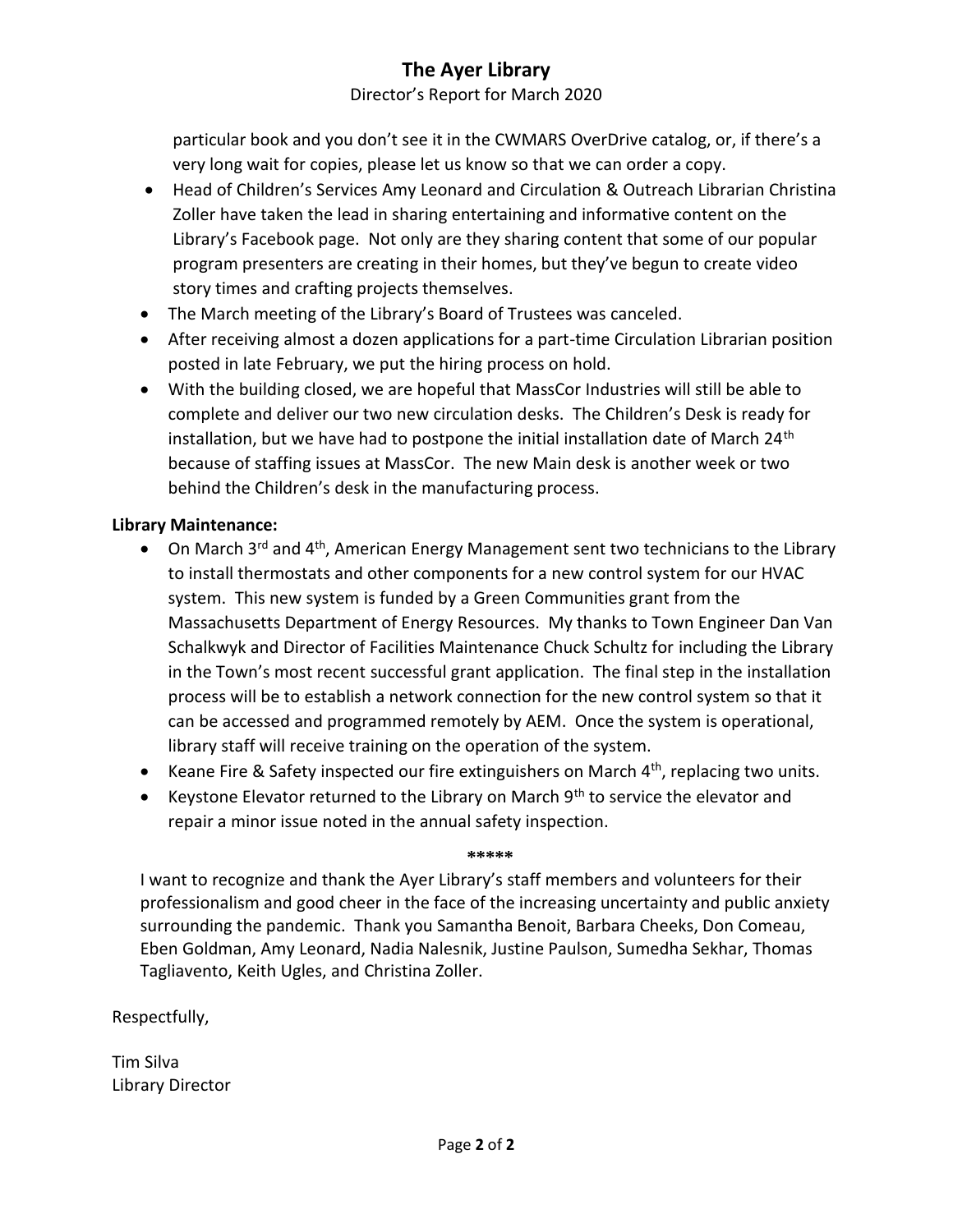particular book and you don't see it in the CWMARS OverDrive catalog, or, if there's a very long wait for copies, please let us know so that we can order a copy.

- Head of Children's Services Amy Leonard and Circulation & Outreach Librarian Christina Zoller have taken the lead in sharing entertaining and informative content on the Library's Facebook page. Not only are they sharing content that some of our popular program presenters are creating in their homes, but they've begun to create video story times and crafting projects themselves.
- The March meeting of the Library's Board of Trustees was canceled.
- After receiving almost a dozen applications for a part-time Circulation Librarian position posted in late February, we put the hiring process on hold.
- With the building closed, we are hopeful that MassCor Industries will still be able to complete and deliver our two new circulation desks. The Children's Desk is ready for installation, but we have had to postpone the initial installation date of March 24th because of staffing issues at MassCor. The new Main desk is another week or two behind the Children's desk in the manufacturing process.

**Library Maintenance:**

- On March 3rd and 4th, American Energy Management sent two technicians to the Library to install thermostats and other components for a new control system for our HVAC system. This new system is funded by a Green Communities grant from the Massachusetts Department of Energy Resources. My thanks to Town Engineer Dan Van Schalkwyk and Director of Facilities Maintenance Chuck Schultz for including the Library in the Town's most recent successful grant application. The final step in the installation process will be to establish a network connection for the new control system so that it can be accessed and programmed remotely by AEM. Once the system is operational, library staff will receive training on the operation of the system.
- Keane Fire & Safety inspected our fire extinguishers on March 4th, replacing two units.
- Keystone Elevator returned to the Library on March 9th to service the elevator and repair a minor issue noted in the annual safety inspection.

*****

I want to recognize and thank the Ayer Library's staff members and volunteers for their professionalism and good cheer in the face of the increasing uncertainty and public anxiety surrounding the pandemic. Thank you Samantha Benoit, Barbara Cheeks, Don Comeau, Eben Goldman, Amy Leonard, Nadia Nalesnik, Justine Paulson, Sumedha Sekhar, Thomas Tagliavento, Keith Ugles, and Christina Zoller.

Respectfully,

Tim Silva
Library Director